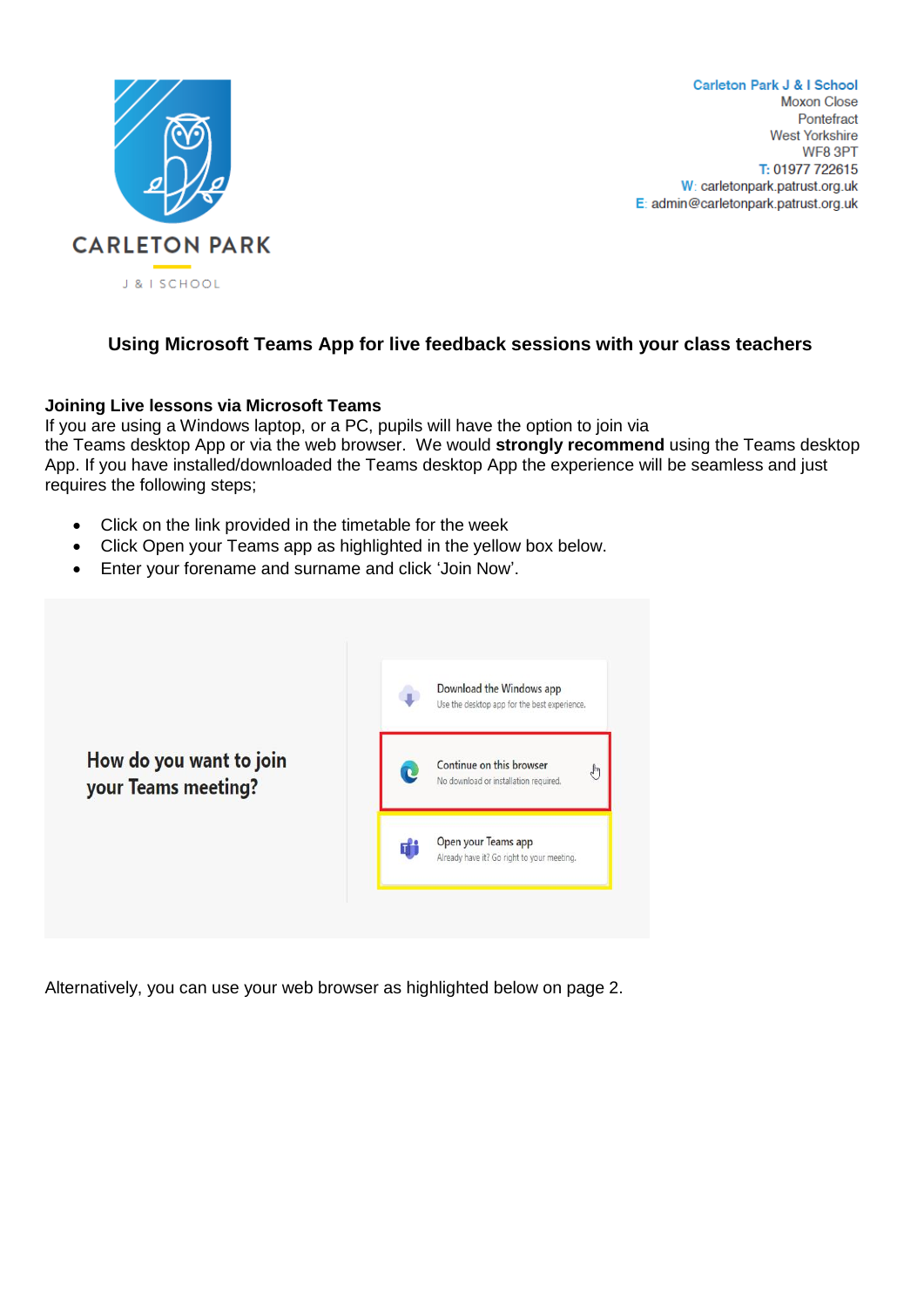CARLETON PARK

J & I SCHOOL

**Carleton Park J & I School**
Moxon Close
Pontefract
West Yorkshire
WF8 3PT
T: 01977 722615
W: carletonpark.patrust.org.uk
E: admin@carletonpark.patrust.org.uk

## Using Microsoft Teams App for live feedback sessions with your class teachers

**Joining Live lessons via Microsoft Teams**
If you are using a Windows laptop, or a PC, pupils will have the option to join via the Teams desktop App or via the web browser. We would **strongly recommend** using the Teams desktop App. If you have installed/downloaded the Teams desktop App the experience will be seamless and just requires the following steps;

- Click on the link provided in the timetable for the week
- Click Open your Teams app as highlighted in the yellow box below.
- Enter your forename and surname and click 'Join Now'.

How do you want to join your Teams meeting?

Download the Windows app
Use the desktop app for the best experience.

Continue on this browser
No download or installation required.

Open your Teams app
Already have it? Go right to your meeting.

Alternatively, you can use your web browser as highlighted below on page 2.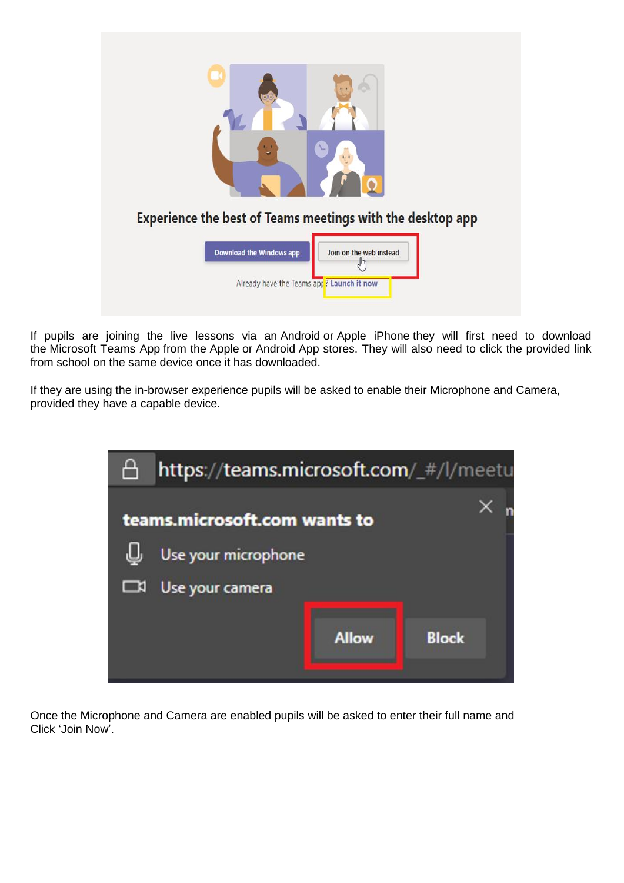If pupils are joining the live lessons via an Android or Apple iPhone they will first need to download the Microsoft Teams App from the Apple or Android App stores. They will also need to click the provided link from school on the same device once it has downloaded.

If they are using the in-browser experience pupils will be asked to enable their Microphone and Camera, provided they have a capable device.

Once the Microphone and Camera are enabled pupils will be asked to enter their full name and Click 'Join Now'.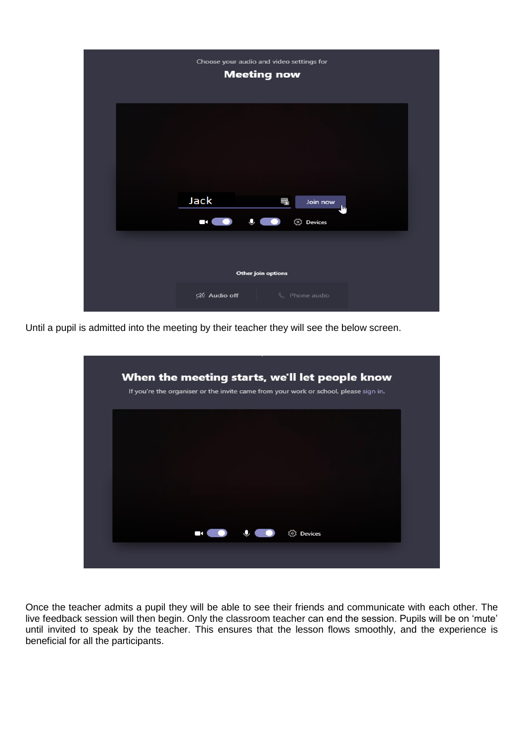Until a pupil is admitted into the meeting by their teacher they will see the below screen.

Once the teacher admits a pupil they will be able to see their friends and communicate with each other. The live feedback session will then begin. Only the classroom teacher can end the session. Pupils will be on 'mute' until invited to speak by the teacher. This ensures that the lesson flows smoothly, and the experience is beneficial for all the participants.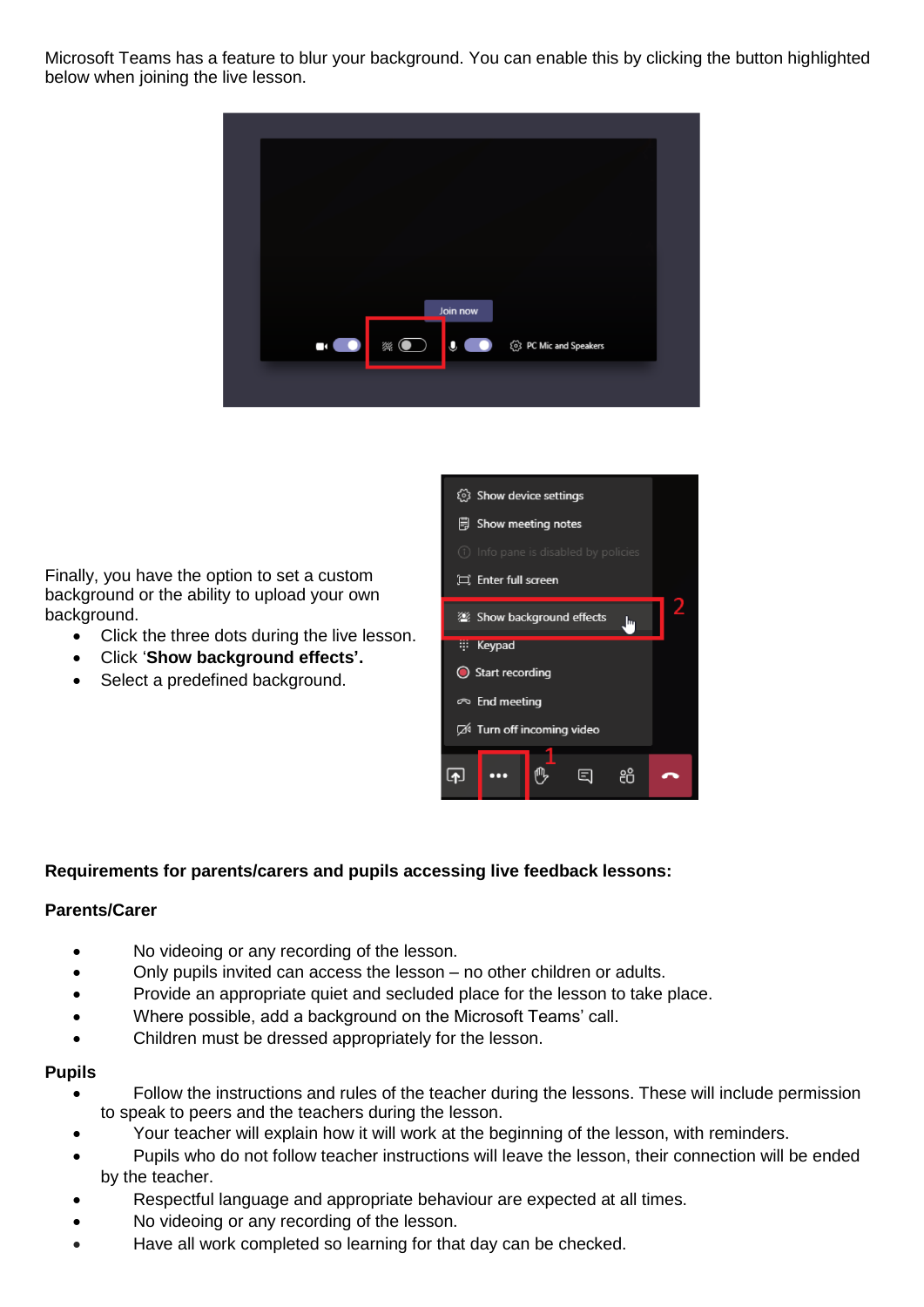Microsoft Teams has a feature to blur your background. You can enable this by clicking the button highlighted below when joining the live lesson.

Finally, you have the option to set a custom background or the ability to upload your own background.

- Click the three dots during the live lesson.
- Click '**Show background effects'.**
- Select a predefined background.

**Requirements for parents/carers and pupils accessing live feedback lessons:**

**Parents/Carer**

- No videoing or any recording of the lesson.
- Only pupils invited can access the lesson – no other children or adults.
- Provide an appropriate quiet and secluded place for the lesson to take place.
- Where possible, add a background on the Microsoft Teams' call.
- Children must be dressed appropriately for the lesson.

**Pupils**

- Follow the instructions and rules of the teacher during the lessons. These will include permission to speak to peers and the teachers during the lesson.
- Your teacher will explain how it will work at the beginning of the lesson, with reminders.
- Pupils who do not follow teacher instructions will leave the lesson, their connection will be ended by the teacher.
- Respectful language and appropriate behaviour are expected at all times.
- No videoing or any recording of the lesson.
- Have all work completed so learning for that day can be checked.